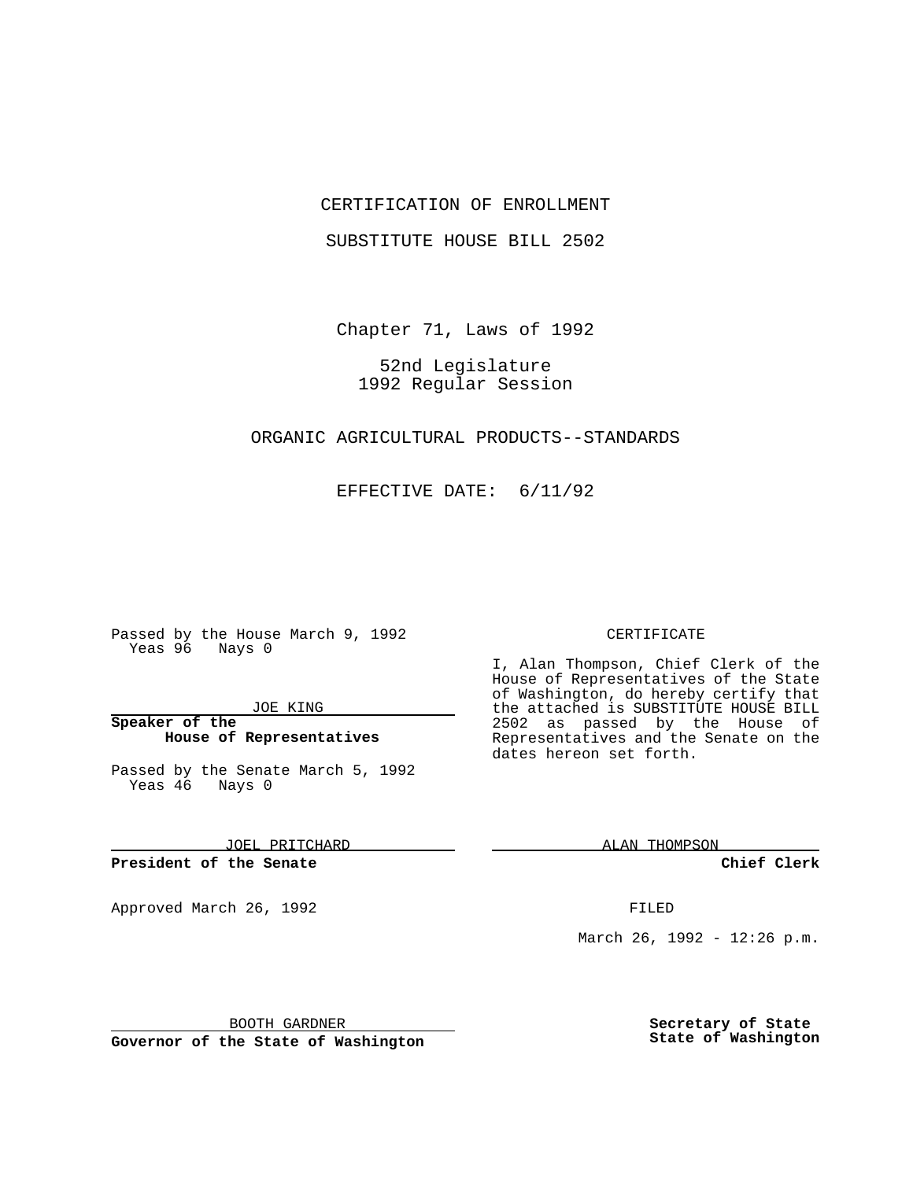# CERTIFICATION OF ENROLLMENT

## SUBSTITUTE HOUSE BILL 2502

Chapter 71, Laws of 1992

52nd Legislature
1992 Regular Session

ORGANIC AGRICULTURAL PRODUCTS--STANDARDS

EFFECTIVE DATE: 6/11/92

Passed by the House March 9, 1992
Yeas 96 Nays 0

JOE KING

**Speaker of the House of Representatives**

Passed by the Senate March 5, 1992
Yeas 46 Nays 0

JOEL PRITCHARD

**President of the Senate**

Approved March 26, 1992

BOOTH GARDNER

**Governor of the State of Washington**

CERTIFICATE

I, Alan Thompson, Chief Clerk of the House of Representatives of the State of Washington, do hereby certify that the attached is SUBSTITUTE HOUSE BILL 2502 as passed by the House of Representatives and the Senate on the dates hereon set forth.

ALAN THOMPSON

**Chief Clerk**

FILED

March 26, 1992 - 12:26 p.m.

**Secretary of State State of Washington**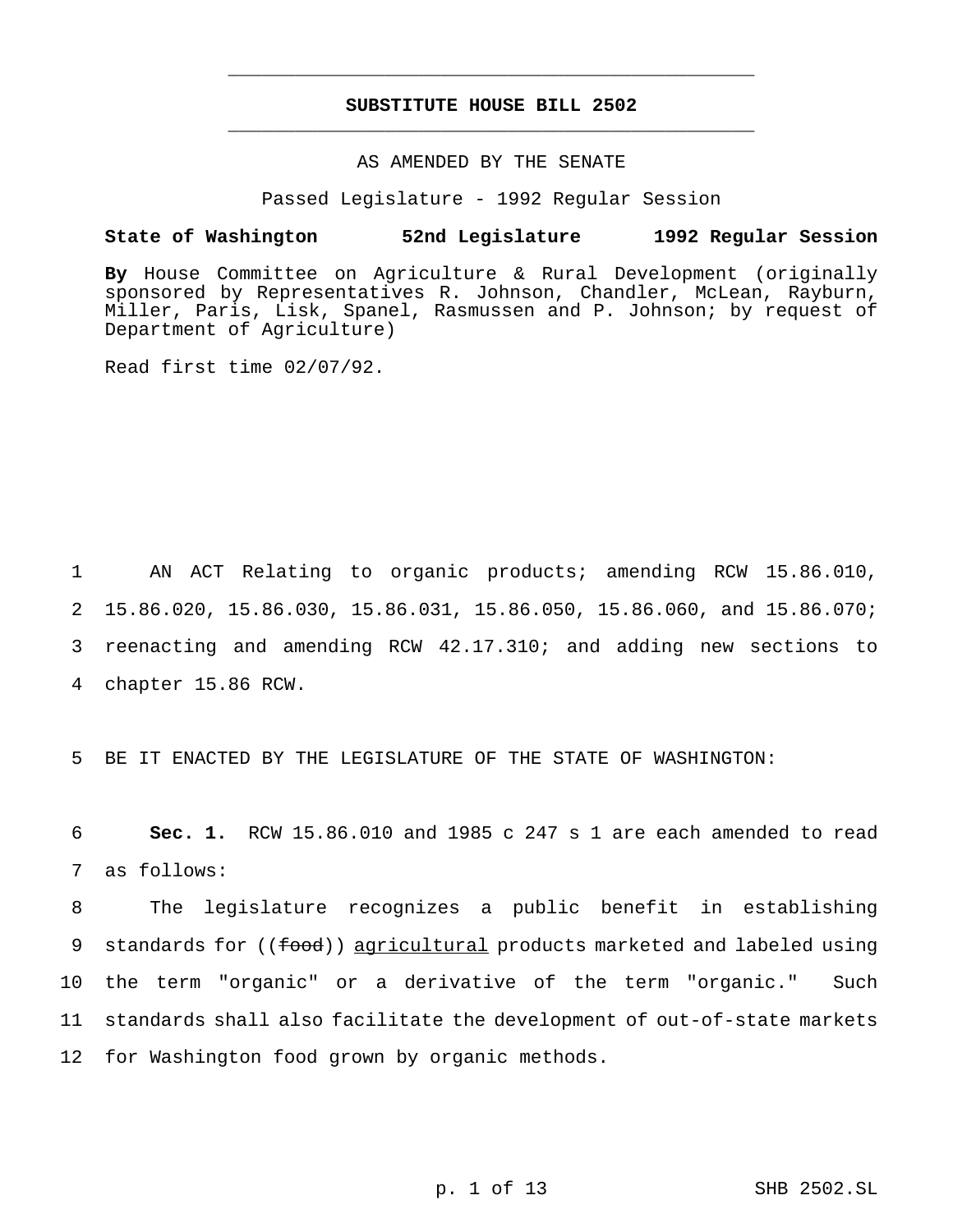# SUBSTITUTE HOUSE BILL 2502

AS AMENDED BY THE SENATE

Passed Legislature - 1992 Regular Session

**State of Washington 52nd Legislature 1992 Regular Session**

**By** House Committee on Agriculture & Rural Development (originally sponsored by Representatives R. Johnson, Chandler, McLean, Rayburn, Miller, Paris, Lisk, Spanel, Rasmussen and P. Johnson; by request of Department of Agriculture)

Read first time 02/07/92.

1 AN ACT Relating to organic products; amending RCW 15.86.010, 2 15.86.020, 15.86.030, 15.86.031, 15.86.050, 15.86.060, and 15.86.070; 3 reenacting and amending RCW 42.17.310; and adding new sections to 4 chapter 15.86 RCW.

5 BE IT ENACTED BY THE LEGISLATURE OF THE STATE OF WASHINGTON:

6 **Sec. 1.** RCW 15.86.010 and 1985 c 247 s 1 are each amended to read 7 as follows:

8 The legislature recognizes a public benefit in establishing 9 standards for ((~~food~~)) <u>agricultural</u> products marketed and labeled using 10 the term "organic" or a derivative of the term "organic." Such 11 standards shall also facilitate the development of out-of-state markets 12 for Washington food grown by organic methods.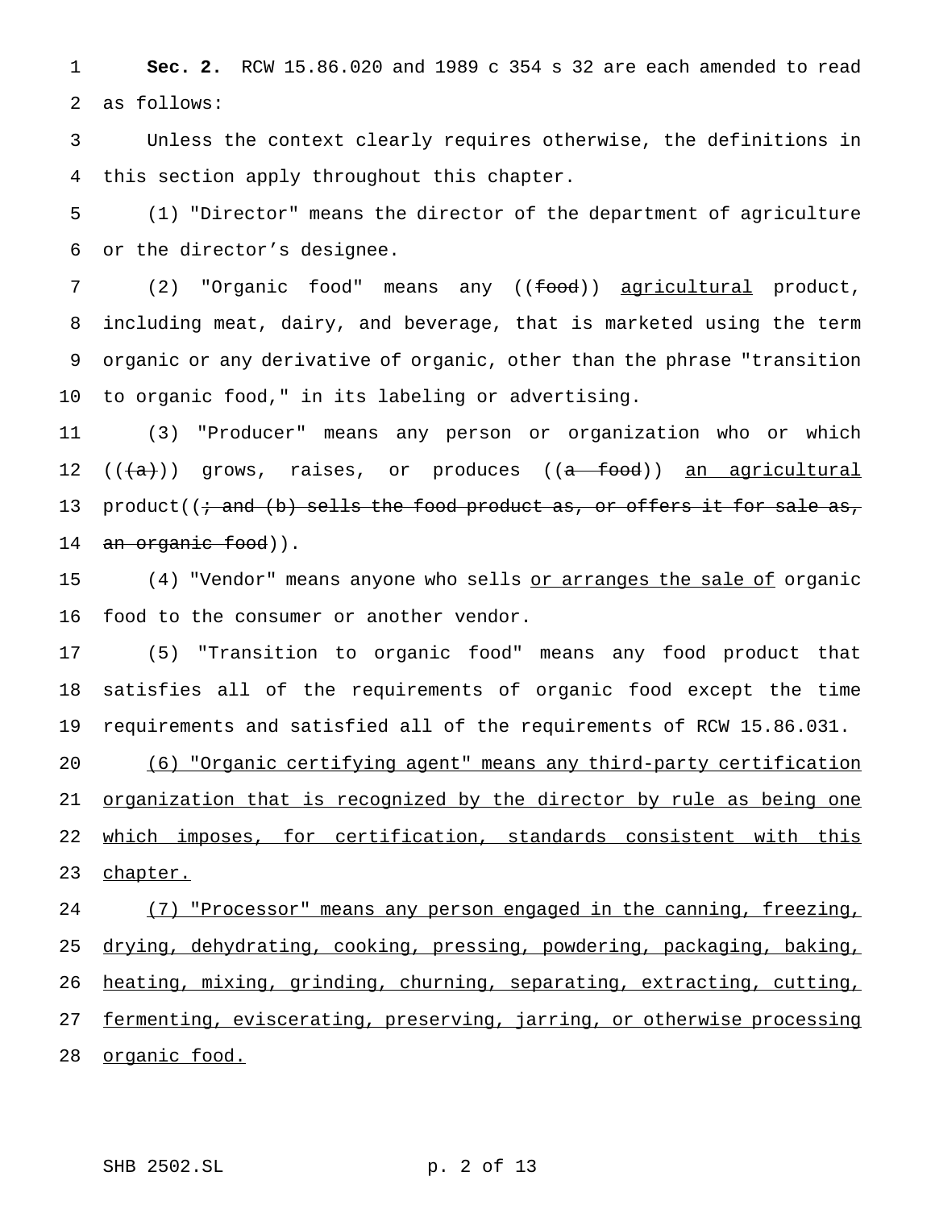**Sec. 2.** RCW 15.86.020 and 1989 c 354 s 32 are each amended to read as follows:

Unless the context clearly requires otherwise, the definitions in this section apply throughout this chapter.

(1) "Director" means the director of the department of agriculture or the director's designee.

(2) "Organic food" means any ((~~food~~)) <u>agricultural</u> product, including meat, dairy, and beverage, that is marketed using the term organic or any derivative of organic, other than the phrase "transition to organic food," in its labeling or advertising.

(3) "Producer" means any person or organization who or which ((~~(a)~~)) grows, raises, or produces ((~~a food~~)) <u>an agricultural</u> product((~~; and (b) sells the food product as, or offers it for sale as, an organic food~~)).

(4) "Vendor" means anyone who sells <u>or arranges the sale of</u> organic food to the consumer or another vendor.

(5) "Transition to organic food" means any food product that satisfies all of the requirements of organic food except the time requirements and satisfied all of the requirements of RCW 15.86.031.

<u>(6) "Organic certifying agent" means any third-party certification organization that is recognized by the director by rule as being one which imposes, for certification, standards consistent with this chapter.</u>

<u>(7) "Processor" means any person engaged in the canning, freezing, drying, dehydrating, cooking, pressing, powdering, packaging, baking, heating, mixing, grinding, churning, separating, extracting, cutting, fermenting, eviscerating, preserving, jarring, or otherwise processing organic food.</u>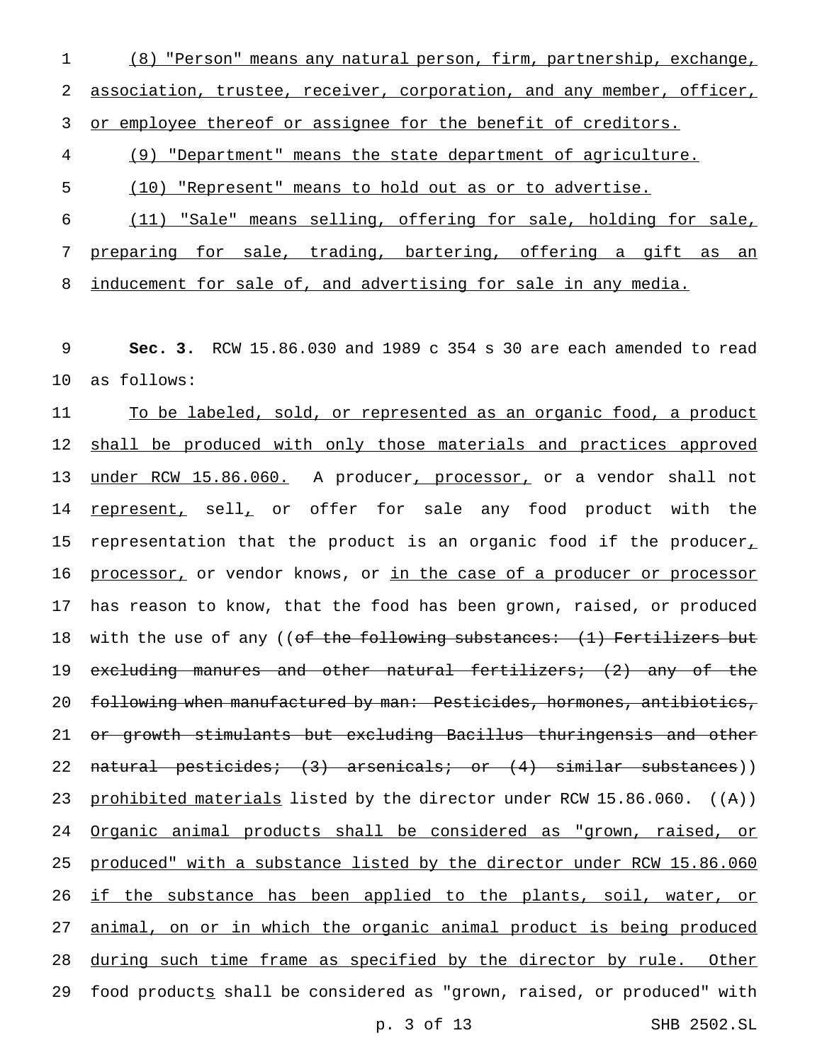(8) "Person" means any natural person, firm, partnership, exchange, association, trustee, receiver, corporation, and any member, officer, or employee thereof or assignee for the benefit of creditors.

(9) "Department" means the state department of agriculture.

(10) "Represent" means to hold out as or to advertise.

(11) "Sale" means selling, offering for sale, holding for sale, preparing for sale, trading, bartering, offering a gift as an inducement for sale of, and advertising for sale in any media.

**Sec. 3.** RCW 15.86.030 and 1989 c 354 s 30 are each amended to read as follows:

To be labeled, sold, or represented as an organic food, a product shall be produced with only those materials and practices approved under RCW 15.86.060. A producer, processor, or a vendor shall not represent, sell, or offer for sale any food product with the representation that the product is an organic food if the producer, processor, or vendor knows, or in the case of a producer or processor has reason to know, that the food has been grown, raised, or produced with the use of any ((of the following substances: (1) Fertilizers but excluding manures and other natural fertilizers; (2) any of the following when manufactured by man: Pesticides, hormones, antibiotics, or growth stimulants but excluding Bacillus thuringensis and other natural pesticides; (3) arsenicals; or (4) similar substances)) prohibited materials listed by the director under RCW 15.86.060. ((A)) Organic animal products shall be considered as "grown, raised, or produced" with a substance listed by the director under RCW 15.86.060 if the substance has been applied to the plants, soil, water, or animal, on or in which the organic animal product is being produced during such time frame as specified by the director by rule. Other food products shall be considered as "grown, raised, or produced" with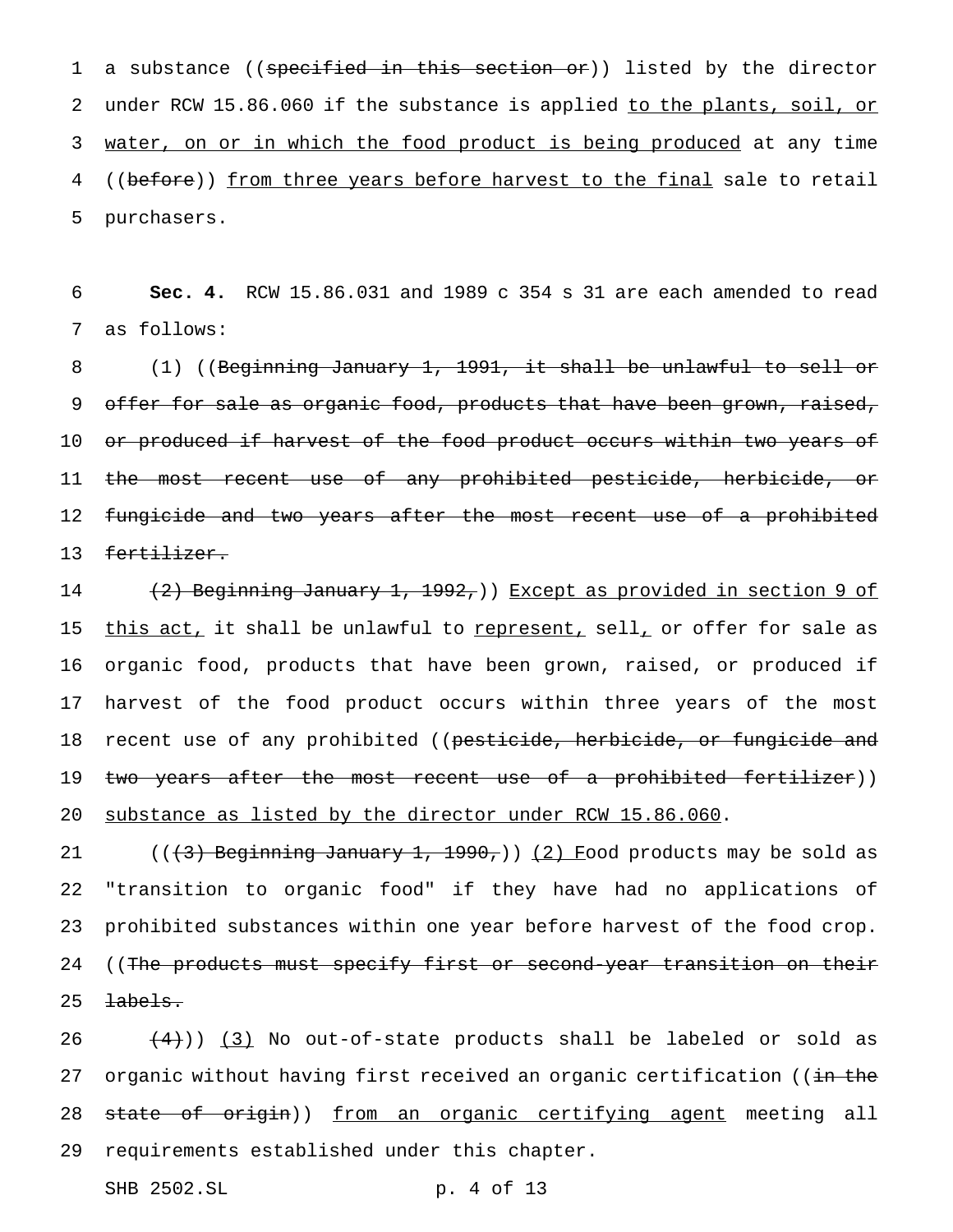a substance ((~~specified in this section or~~)) listed by the director under RCW 15.86.060 if the substance is applied <u>to the plants, soil, or water, on or in which the food product is being produced</u> at any time ((~~before~~)) <u>from three years before harvest to the final</u> sale to retail purchasers.

**Sec. 4.** RCW 15.86.031 and 1989 c 354 s 31 are each amended to read as follows:

(1) ((~~Beginning January 1, 1991, it shall be unlawful to sell or offer for sale as organic food, products that have been grown, raised, or produced if harvest of the food product occurs within two years of the most recent use of any prohibited pesticide, herbicide, or fungicide and two years after the most recent use of a prohibited fertilizer.~~

~~(2) Beginning January 1, 1992,~~)) <u>Except as provided in section 9 of this act,</u> it shall be unlawful to <u>represent,</u> sell<u>,</u> or offer for sale as organic food, products that have been grown, raised, or produced if harvest of the food product occurs within three years of the most recent use of any prohibited ((~~pesticide, herbicide, or fungicide and two years after the most recent use of a prohibited fertilizer~~)) <u>substance as listed by the director under RCW 15.86.060</u>.

((~~(3) Beginning January 1, 1990,~~)) <u>(2) F</u>ood products may be sold as "transition to organic food" if they have had no applications of prohibited substances within one year before harvest of the food crop. ((~~The products must specify first or second-year transition on their labels.~~

~~(4)~~)) <u>(3)</u> No out-of-state products shall be labeled or sold as organic without having first received an organic certification ((~~in the state of origin~~)) <u>from an organic certifying agent</u> meeting all requirements established under this chapter.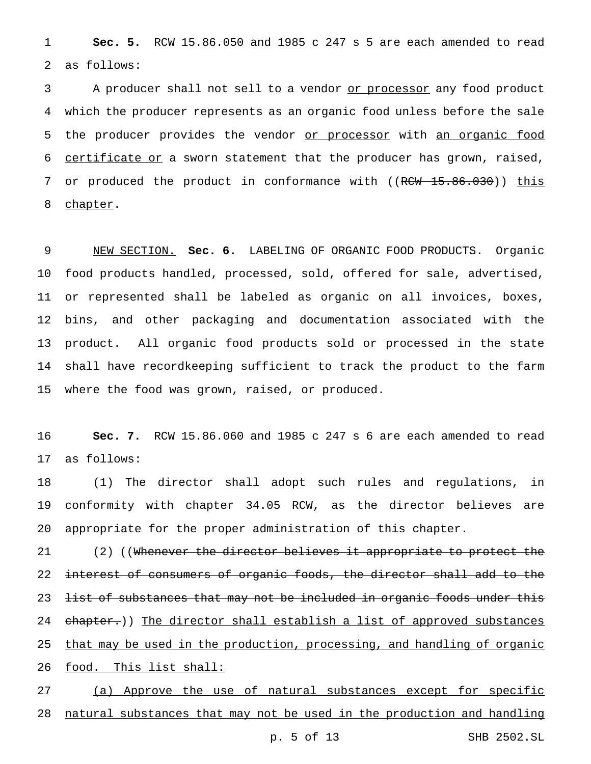**Sec. 5.** RCW 15.86.050 and 1985 c 247 s 5 are each amended to read as follows:

A producer shall not sell to a vendor <u>or processor</u> any food product which the producer represents as an organic food unless before the sale the producer provides the vendor <u>or processor</u> with <u>an organic food certificate or</u> a sworn statement that the producer has grown, raised, or produced the product in conformance with ((~~RCW 15.86.030~~)) <u>this chapter</u>.

<u>NEW SECTION.</u> **Sec. 6.** LABELING OF ORGANIC FOOD PRODUCTS. Organic food products handled, processed, sold, offered for sale, advertised, or represented shall be labeled as organic on all invoices, boxes, bins, and other packaging and documentation associated with the product. All organic food products sold or processed in the state shall have recordkeeping sufficient to track the product to the farm where the food was grown, raised, or produced.

**Sec. 7.** RCW 15.86.060 and 1985 c 247 s 6 are each amended to read as follows:

(1) The director shall adopt such rules and regulations, in conformity with chapter 34.05 RCW, as the director believes are appropriate for the proper administration of this chapter.

(2) ((~~Whenever the director believes it appropriate to protect the interest of consumers of organic foods, the director shall add to the list of substances that may not be included in organic foods under this chapter.~~)) <u>The director shall establish a list of approved substances that may be used in the production, processing, and handling of organic food. This list shall:</u>

<u>(a) Approve the use of natural substances except for specific natural substances that may not be used in the production and handling</u>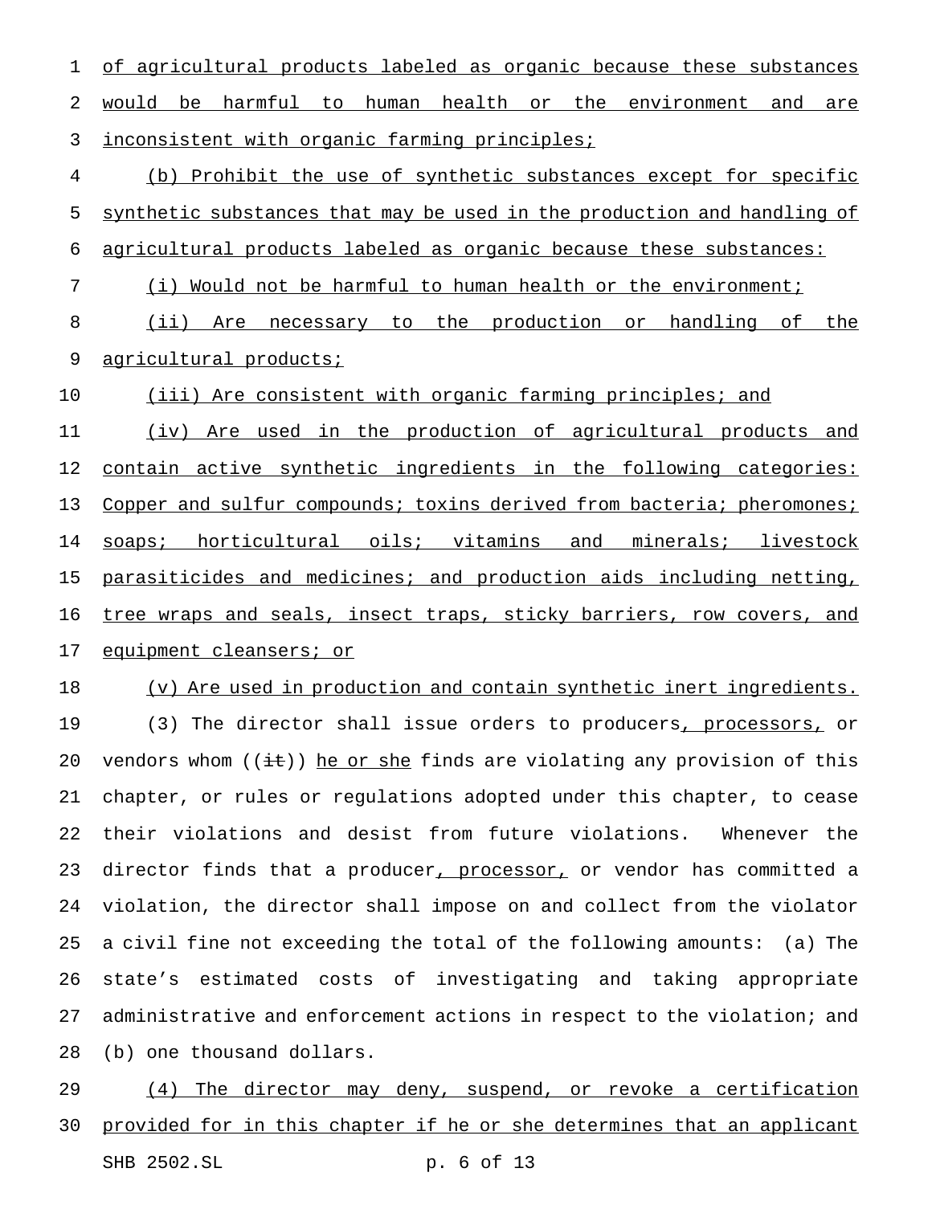of agricultural products labeled as organic because these substances would be harmful to human health or the environment and are inconsistent with organic farming principles;

(b) Prohibit the use of synthetic substances except for specific synthetic substances that may be used in the production and handling of agricultural products labeled as organic because these substances:

(i) Would not be harmful to human health or the environment;

(ii) Are necessary to the production or handling of the agricultural products;

(iii) Are consistent with organic farming principles; and

(iv) Are used in the production of agricultural products and contain active synthetic ingredients in the following categories: Copper and sulfur compounds; toxins derived from bacteria; pheromones; soaps; horticultural oils; vitamins and minerals; livestock parasiticides and medicines; and production aids including netting, tree wraps and seals, insect traps, sticky barriers, row covers, and equipment cleansers; or

(v) Are used in production and contain synthetic inert ingredients.

(3) The director shall issue orders to producers, processors, or vendors whom ((~~it~~)) he or she finds are violating any provision of this chapter, or rules or regulations adopted under this chapter, to cease their violations and desist from future violations. Whenever the director finds that a producer, processor, or vendor has committed a violation, the director shall impose on and collect from the violator a civil fine not exceeding the total of the following amounts: (a) The state's estimated costs of investigating and taking appropriate administrative and enforcement actions in respect to the violation; and (b) one thousand dollars.

(4) The director may deny, suspend, or revoke a certification provided for in this chapter if he or she determines that an applicant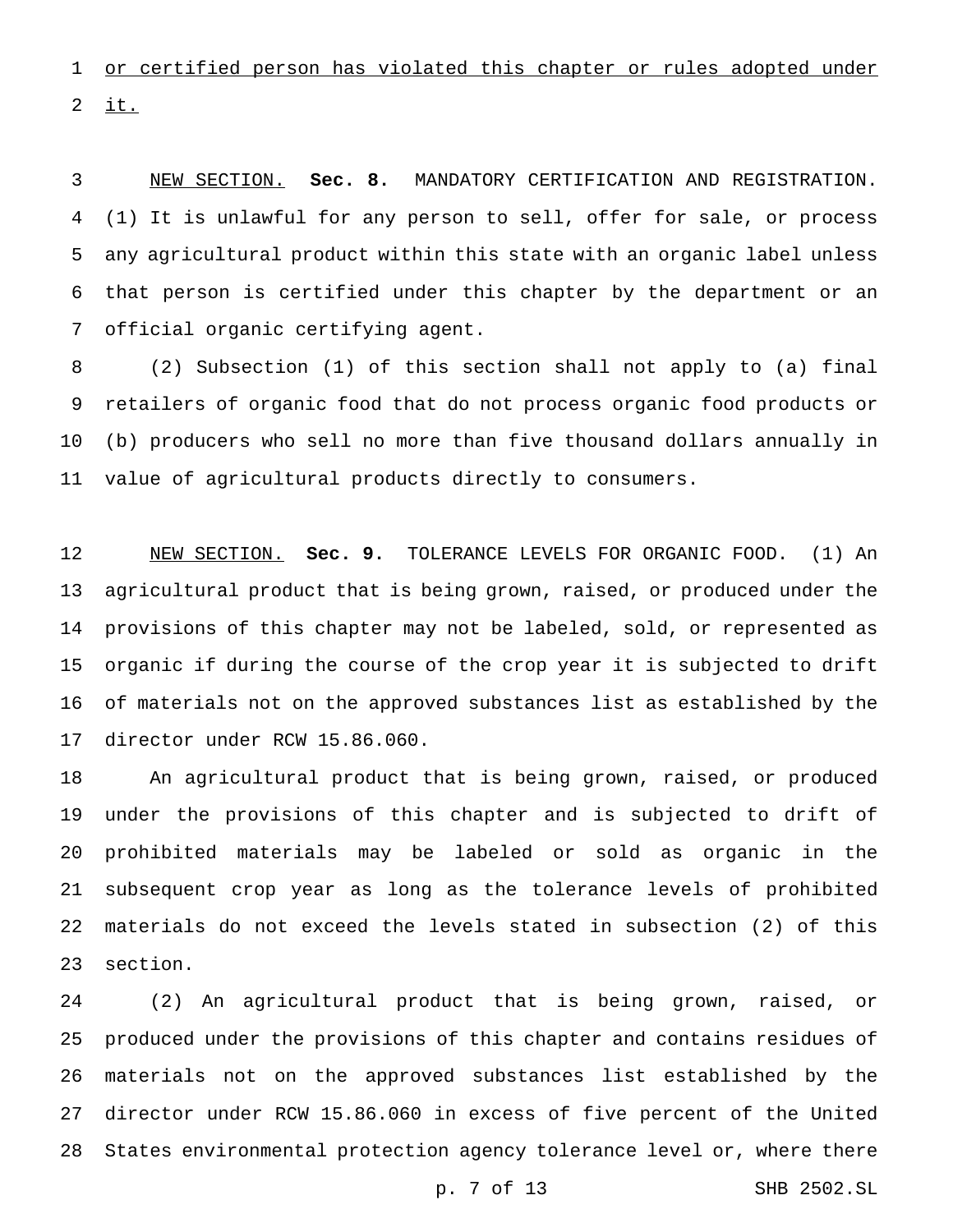or certified person has violated this chapter or rules adopted under it.

NEW SECTION. **Sec. 8.** MANDATORY CERTIFICATION AND REGISTRATION. (1) It is unlawful for any person to sell, offer for sale, or process any agricultural product within this state with an organic label unless that person is certified under this chapter by the department or an official organic certifying agent.

(2) Subsection (1) of this section shall not apply to (a) final retailers of organic food that do not process organic food products or (b) producers who sell no more than five thousand dollars annually in value of agricultural products directly to consumers.

NEW SECTION. **Sec. 9.** TOLERANCE LEVELS FOR ORGANIC FOOD. (1) An agricultural product that is being grown, raised, or produced under the provisions of this chapter may not be labeled, sold, or represented as organic if during the course of the crop year it is subjected to drift of materials not on the approved substances list as established by the director under RCW 15.86.060.

An agricultural product that is being grown, raised, or produced under the provisions of this chapter and is subjected to drift of prohibited materials may be labeled or sold as organic in the subsequent crop year as long as the tolerance levels of prohibited materials do not exceed the levels stated in subsection (2) of this section.

(2) An agricultural product that is being grown, raised, or produced under the provisions of this chapter and contains residues of materials not on the approved substances list established by the director under RCW 15.86.060 in excess of five percent of the United States environmental protection agency tolerance level or, where there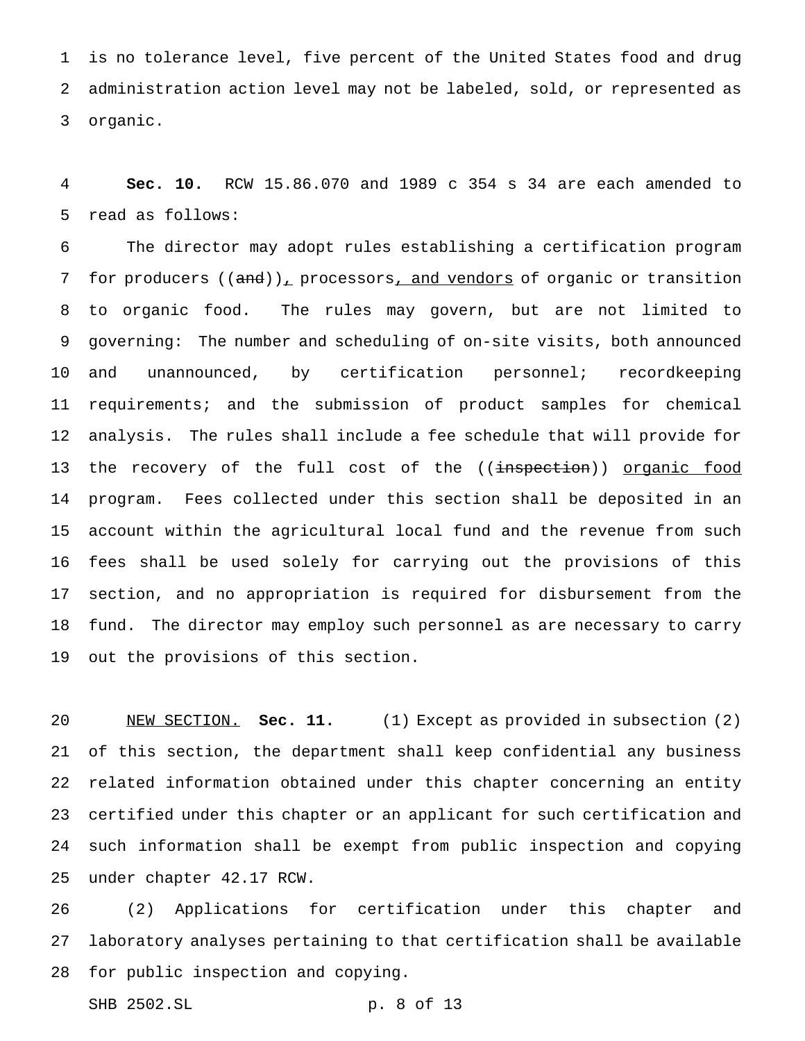is no tolerance level, five percent of the United States food and drug administration action level may not be labeled, sold, or represented as organic.

**Sec. 10.** RCW 15.86.070 and 1989 c 354 s 34 are each amended to read as follows:

The director may adopt rules establishing a certification program for producers ((~~and~~)), processors, and vendors of organic or transition to organic food. The rules may govern, but are not limited to governing: The number and scheduling of on-site visits, both announced and unannounced, by certification personnel; recordkeeping requirements; and the submission of product samples for chemical analysis. The rules shall include a fee schedule that will provide for the recovery of the full cost of the ((~~inspection~~)) organic food program. Fees collected under this section shall be deposited in an account within the agricultural local fund and the revenue from such fees shall be used solely for carrying out the provisions of this section, and no appropriation is required for disbursement from the fund. The director may employ such personnel as are necessary to carry out the provisions of this section.

NEW SECTION. **Sec. 11.** (1) Except as provided in subsection (2) of this section, the department shall keep confidential any business related information obtained under this chapter concerning an entity certified under this chapter or an applicant for such certification and such information shall be exempt from public inspection and copying under chapter 42.17 RCW.

(2) Applications for certification under this chapter and laboratory analyses pertaining to that certification shall be available for public inspection and copying.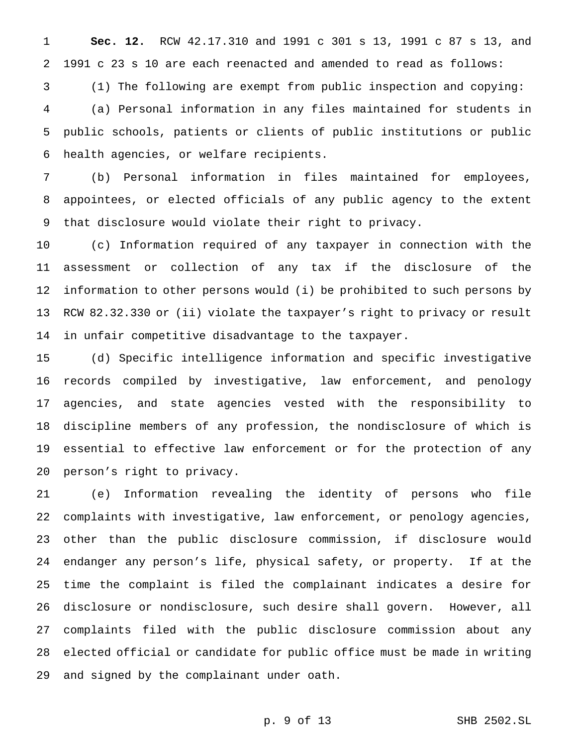**Sec. 12.** RCW 42.17.310 and 1991 c 301 s 13, 1991 c 87 s 13, and 1991 c 23 s 10 are each reenacted and amended to read as follows:

(1) The following are exempt from public inspection and copying:

(a) Personal information in any files maintained for students in public schools, patients or clients of public institutions or public health agencies, or welfare recipients.

(b) Personal information in files maintained for employees, appointees, or elected officials of any public agency to the extent that disclosure would violate their right to privacy.

(c) Information required of any taxpayer in connection with the assessment or collection of any tax if the disclosure of the information to other persons would (i) be prohibited to such persons by RCW 82.32.330 or (ii) violate the taxpayer's right to privacy or result in unfair competitive disadvantage to the taxpayer.

(d) Specific intelligence information and specific investigative records compiled by investigative, law enforcement, and penology agencies, and state agencies vested with the responsibility to discipline members of any profession, the nondisclosure of which is essential to effective law enforcement or for the protection of any person's right to privacy.

(e) Information revealing the identity of persons who file complaints with investigative, law enforcement, or penology agencies, other than the public disclosure commission, if disclosure would endanger any person's life, physical safety, or property. If at the time the complaint is filed the complainant indicates a desire for disclosure or nondisclosure, such desire shall govern. However, all complaints filed with the public disclosure commission about any elected official or candidate for public office must be made in writing and signed by the complainant under oath.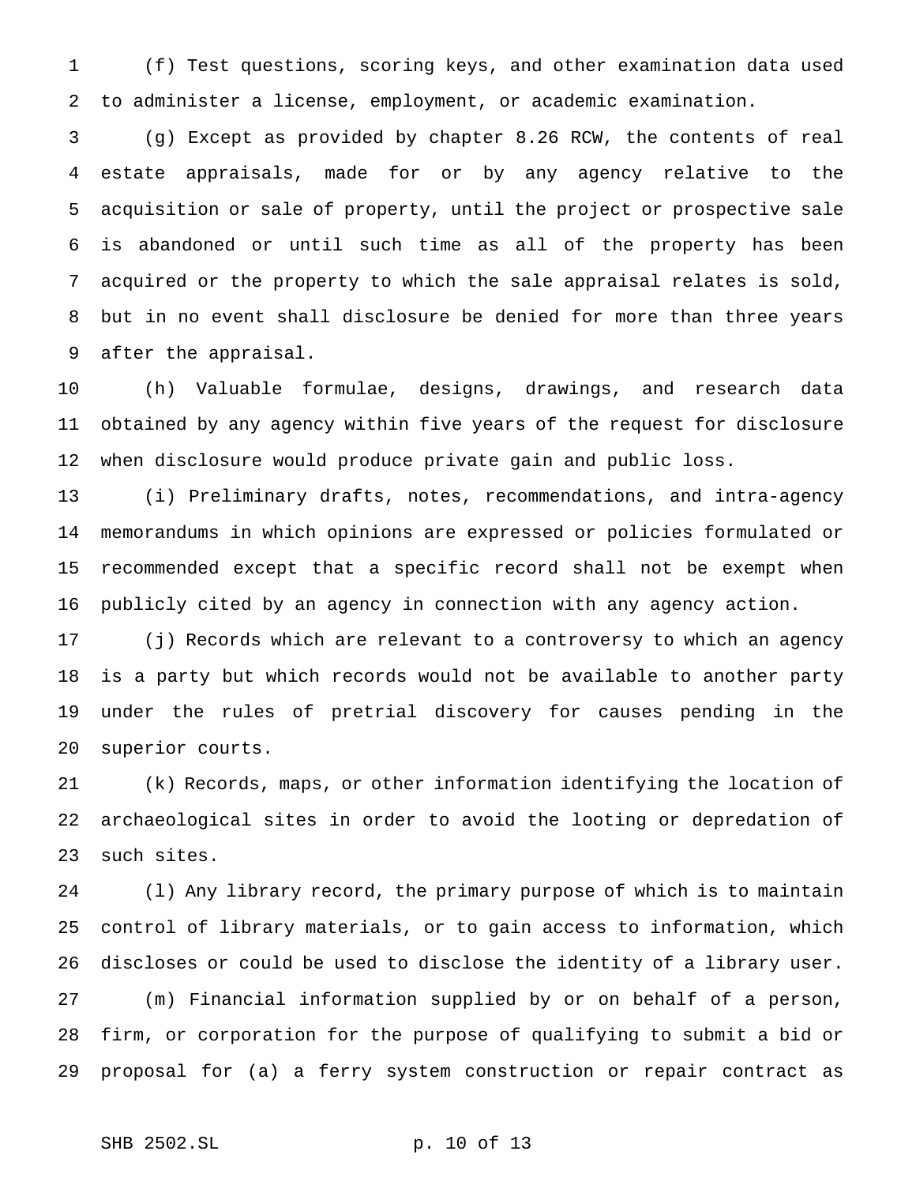(f) Test questions, scoring keys, and other examination data used to administer a license, employment, or academic examination.

(g) Except as provided by chapter 8.26 RCW, the contents of real estate appraisals, made for or by any agency relative to the acquisition or sale of property, until the project or prospective sale is abandoned or until such time as all of the property has been acquired or the property to which the sale appraisal relates is sold, but in no event shall disclosure be denied for more than three years after the appraisal.

(h) Valuable formulae, designs, drawings, and research data obtained by any agency within five years of the request for disclosure when disclosure would produce private gain and public loss.

(i) Preliminary drafts, notes, recommendations, and intra-agency memorandums in which opinions are expressed or policies formulated or recommended except that a specific record shall not be exempt when publicly cited by an agency in connection with any agency action.

(j) Records which are relevant to a controversy to which an agency is a party but which records would not be available to another party under the rules of pretrial discovery for causes pending in the superior courts.

(k) Records, maps, or other information identifying the location of archaeological sites in order to avoid the looting or depredation of such sites.

(l) Any library record, the primary purpose of which is to maintain control of library materials, or to gain access to information, which discloses or could be used to disclose the identity of a library user.

(m) Financial information supplied by or on behalf of a person, firm, or corporation for the purpose of qualifying to submit a bid or proposal for (a) a ferry system construction or repair contract as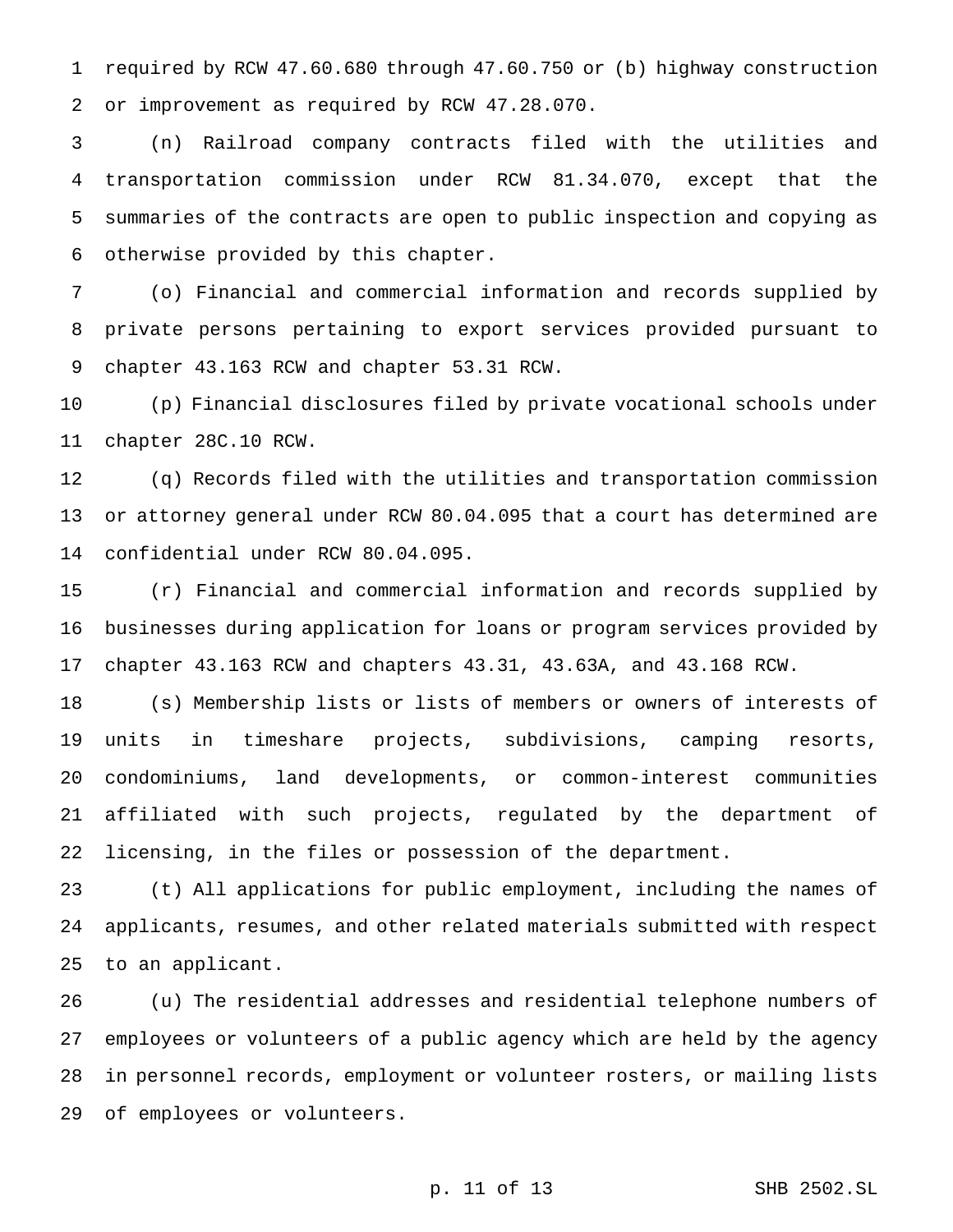required by RCW 47.60.680 through 47.60.750 or (b) highway construction or improvement as required by RCW 47.28.070.

(n) Railroad company contracts filed with the utilities and transportation commission under RCW 81.34.070, except that the summaries of the contracts are open to public inspection and copying as otherwise provided by this chapter.

(o) Financial and commercial information and records supplied by private persons pertaining to export services provided pursuant to chapter 43.163 RCW and chapter 53.31 RCW.

(p) Financial disclosures filed by private vocational schools under chapter 28C.10 RCW.

(q) Records filed with the utilities and transportation commission or attorney general under RCW 80.04.095 that a court has determined are confidential under RCW 80.04.095.

(r) Financial and commercial information and records supplied by businesses during application for loans or program services provided by chapter 43.163 RCW and chapters 43.31, 43.63A, and 43.168 RCW.

(s) Membership lists or lists of members or owners of interests of units in timeshare projects, subdivisions, camping resorts, condominiums, land developments, or common-interest communities affiliated with such projects, regulated by the department of licensing, in the files or possession of the department.

(t) All applications for public employment, including the names of applicants, resumes, and other related materials submitted with respect to an applicant.

(u) The residential addresses and residential telephone numbers of employees or volunteers of a public agency which are held by the agency in personnel records, employment or volunteer rosters, or mailing lists of employees or volunteers.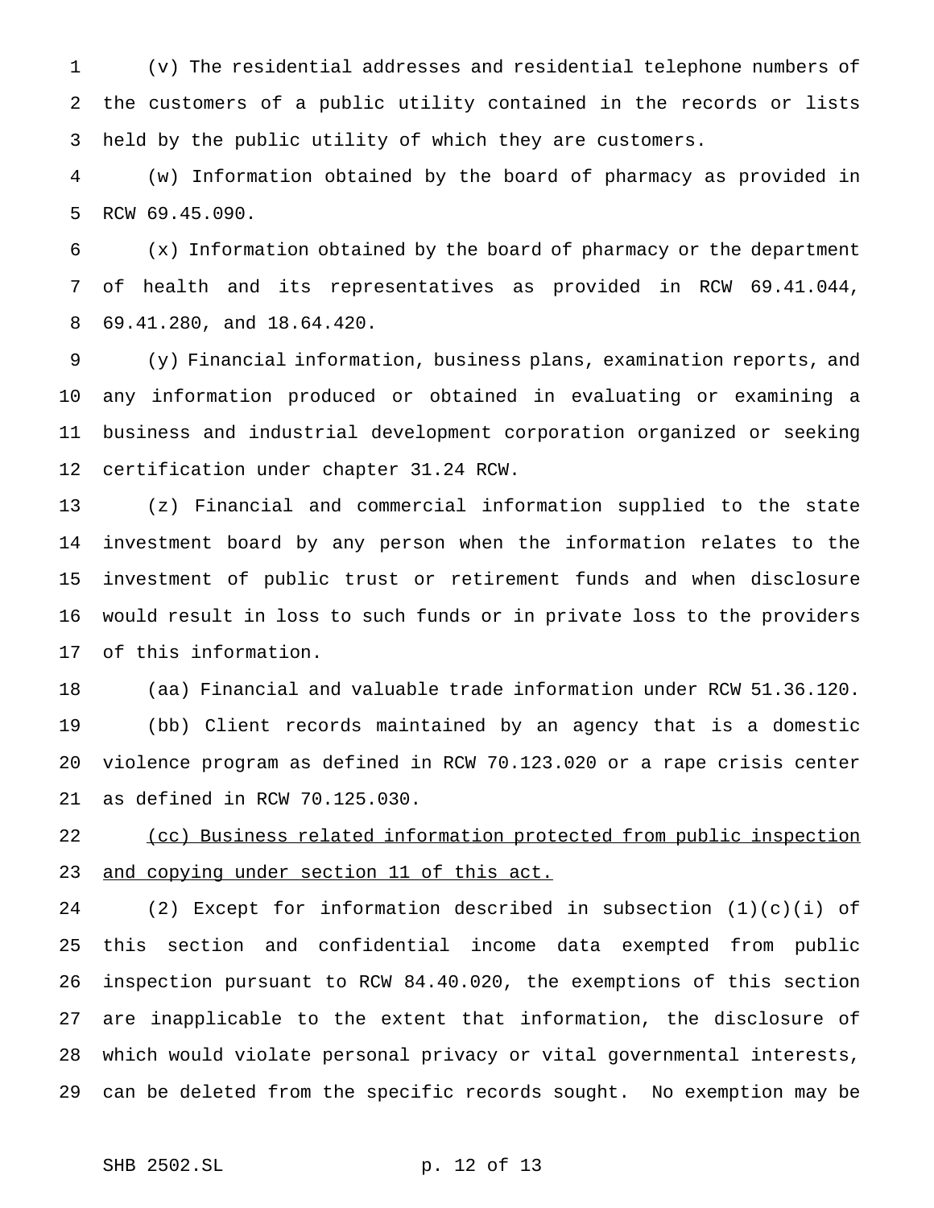(v) The residential addresses and residential telephone numbers of the customers of a public utility contained in the records or lists held by the public utility of which they are customers.

(w) Information obtained by the board of pharmacy as provided in RCW 69.45.090.

(x) Information obtained by the board of pharmacy or the department of health and its representatives as provided in RCW 69.41.044, 69.41.280, and 18.64.420.

(y) Financial information, business plans, examination reports, and any information produced or obtained in evaluating or examining a business and industrial development corporation organized or seeking certification under chapter 31.24 RCW.

(z) Financial and commercial information supplied to the state investment board by any person when the information relates to the investment of public trust or retirement funds and when disclosure would result in loss to such funds or in private loss to the providers of this information.

(aa) Financial and valuable trade information under RCW 51.36.120.

(bb) Client records maintained by an agency that is a domestic violence program as defined in RCW 70.123.020 or a rape crisis center as defined in RCW 70.125.030.

<u>(cc) Business related information protected from public inspection and copying under section 11 of this act.</u>

(2) Except for information described in subsection (1)(c)(i) of this section and confidential income data exempted from public inspection pursuant to RCW 84.40.020, the exemptions of this section are inapplicable to the extent that information, the disclosure of which would violate personal privacy or vital governmental interests, can be deleted from the specific records sought. No exemption may be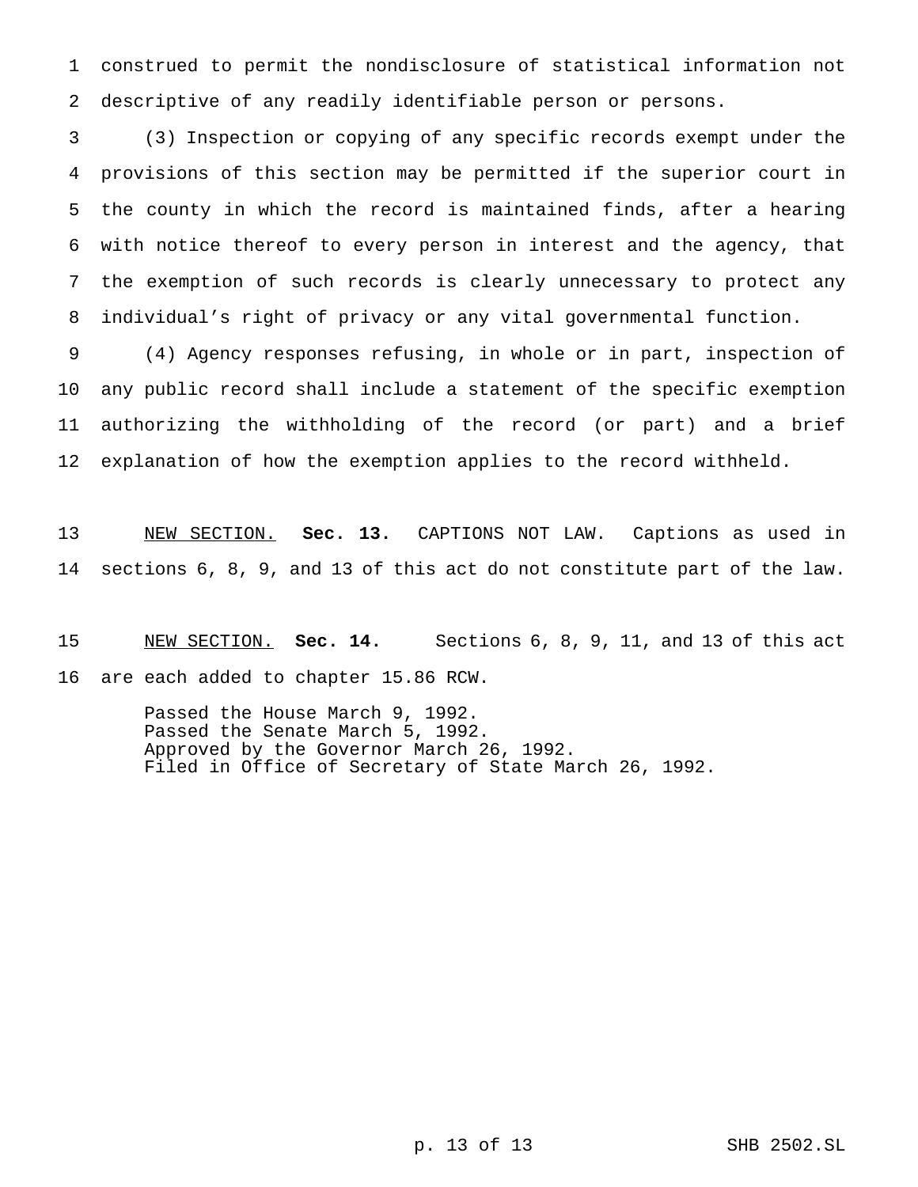construed to permit the nondisclosure of statistical information not descriptive of any readily identifiable person or persons.

(3) Inspection or copying of any specific records exempt under the provisions of this section may be permitted if the superior court in the county in which the record is maintained finds, after a hearing with notice thereof to every person in interest and the agency, that the exemption of such records is clearly unnecessary to protect any individual's right of privacy or any vital governmental function.

(4) Agency responses refusing, in whole or in part, inspection of any public record shall include a statement of the specific exemption authorizing the withholding of the record (or part) and a brief explanation of how the exemption applies to the record withheld.

NEW SECTION. **Sec. 13.** CAPTIONS NOT LAW. Captions as used in sections 6, 8, 9, and 13 of this act do not constitute part of the law.

NEW SECTION. **Sec. 14.** Sections 6, 8, 9, 11, and 13 of this act are each added to chapter 15.86 RCW.

Passed the House March 9, 1992.
Passed the Senate March 5, 1992.
Approved by the Governor March 26, 1992.
Filed in Office of Secretary of State March 26, 1992.